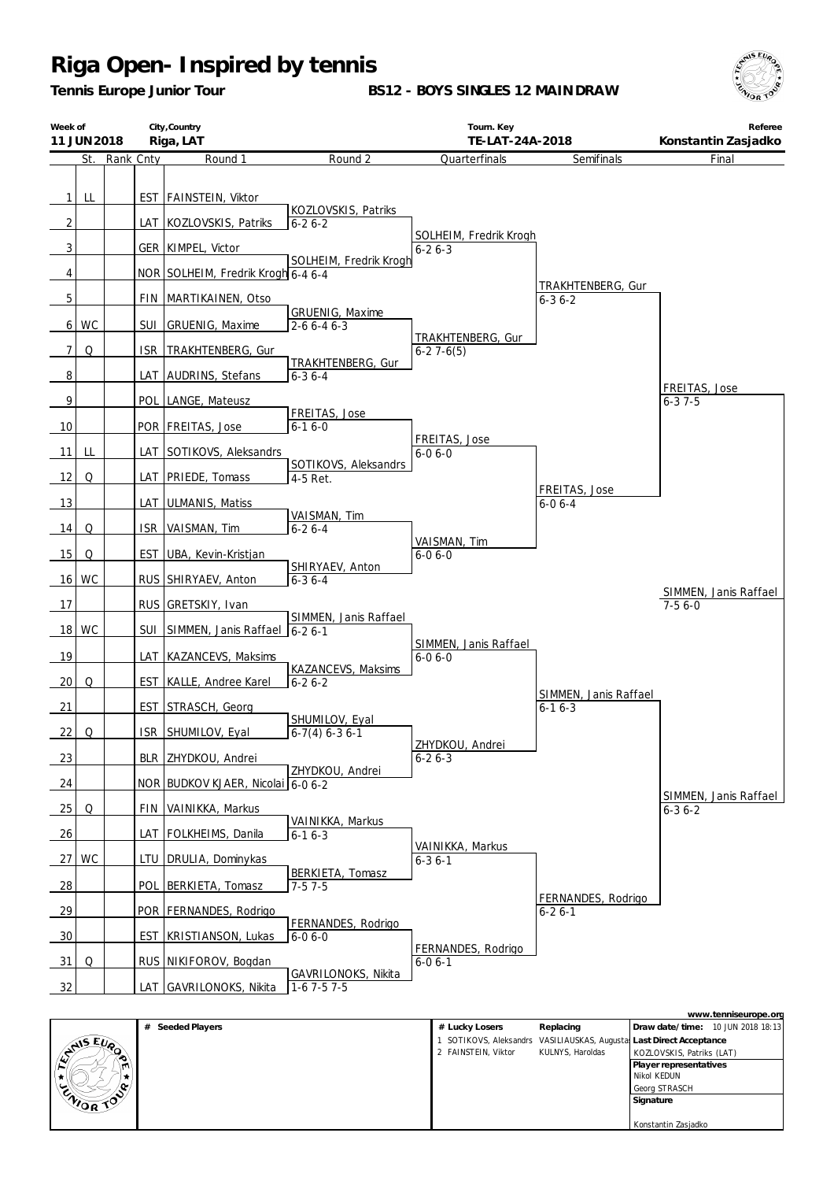# Riga Open- Inspired by tennis

**Tennis Europe Junior Tour**

**BS12 - BOYS SINGLES 12 MAINDRAW**

| Week of | City,Country | Tourn. Key | Referee |
|---|---|---|---|
| 11 JUN2018 | Riga, LAT | TE-LAT-24A-2018 | Konstantin Zasjadko |

| # | St. | Rank | Cnty | Round 1 | Round 2 | Quarterfinals | Semifinals | Final |
|---|---|---|---|---|---|---|---|---|
| 1 | LL | | EST | FAINSTEIN, Viktor | | | | |
| 2 | | | LAT | KOZLOVSKIS, Patriks | KOZLOVSKIS, Patriks 6-2 6-2 | | | |
| 3 | | | GER | KIMPEL, Victor | | SOLHEIM, Fredrik Krogh 6-2 6-3 | | |
| 4 | | | NOR | SOLHEIM, Fredrik Krogh | SOLHEIM, Fredrik Krogh 6-4 6-4 | | | |
| 5 | | | FIN | MARTIKAINEN, Otso | | | TRAKHTENBERG, Gur 6-3 6-2 | |
| 6 | WC | | SUI | GRUENIG, Maxime | GRUENIG, Maxime 2-6 6-4 6-3 | | | |
| 7 | Q | | ISR | TRAKHTENBERG, Gur | | TRAKHTENBERG, Gur 6-2 7-6(5) | | |
| 8 | | | LAT | AUDRINS, Stefans | TRAKHTENBERG, Gur 6-3 6-4 | | | |
| 9 | | | POL | LANGE, Mateusz | | | | FREITAS, Jose 6-3 7-5 |
| 10 | | | POR | FREITAS, Jose | FREITAS, Jose 6-1 6-0 | | | |
| 11 | LL | | LAT | SOTIKOVS, Aleksandrs | | FREITAS, Jose 6-0 6-0 | | |
| 12 | Q | | LAT | PRIEDE, Tomass | SOTIKOVS, Aleksandrs 4-5 Ret. | | | |
| 13 | | | LAT | ULMANIS, Matiss | | | FREITAS, Jose 6-0 6-4 | |
| 14 | Q | | ISR | VAISMAN, Tim | VAISMAN, Tim 6-2 6-4 | | | |
| 15 | Q | | EST | UBA, Kevin-Kristjan | | VAISMAN, Tim 6-0 6-0 | | |
| 16 | WC | | RUS | SHIRYAEV, Anton | SHIRYAEV, Anton 6-3 6-4 | | | |
| 17 | | | RUS | GRETSKIY, Ivan | | | | SIMMEN, Janis Raffael 7-5 6-0 |
| 18 | WC | | SUI | SIMMEN, Janis Raffael | SIMMEN, Janis Raffael 6-2 6-1 | | | |
| 19 | | | LAT | KAZANCEVS, Maksims | | SIMMEN, Janis Raffael 6-0 6-0 | | |
| 20 | Q | | EST | KALLE, Andree Karel | KAZANCEVS, Maksims 6-2 6-2 | | | |
| 21 | | | EST | STRASCH, Georg | | | SIMMEN, Janis Raffael 6-1 6-3 | |
| 22 | Q | | ISR | SHUMILOV, Eyal | SHUMILOV, Eyal 6-7(4) 6-3 6-1 | | | |
| 23 | | | BLR | ZHYDKOU, Andrei | | ZHYDKOU, Andrei 6-2 6-3 | | |
| 24 | | | NOR | BUDKOV KJAER, Nicolai | ZHYDKOU, Andrei 6-0 6-2 | | | |
| 25 | Q | | FIN | VAINIKKA, Markus | | | | SIMMEN, Janis Raffael 6-3 6-2 |
| 26 | | | LAT | FOLKHEIMS, Danila | VAINIKKA, Markus 6-1 6-3 | | | |
| 27 | WC | | LTU | DRULIA, Dominykas | | VAINIKKA, Markus 6-3 6-1 | | |
| 28 | | | POL | BERKIETA, Tomasz | BERKIETA, Tomasz 7-5 7-5 | | | |
| 29 | | | POR | FERNANDES, Rodrigo | | | FERNANDES, Rodrigo 6-2 6-1 | |
| 30 | | | EST | KRISTIANSON, Lukas | FERNANDES, Rodrigo 6-0 6-0 | | | |
| 31 | Q | | RUS | NIKIFOROV, Bogdan | | FERNANDES, Rodrigo 6-0 6-1 | | |
| 32 | | | LAT | GAVRILONOKS, Nikita | GAVRILONOKS, Nikita 1-6 7-5 7-5 | | | |

www.tenniseurope.org

| # Seeded Players | # Lucky Losers | Replacing |
|---|---|---|
| | 1 SOTIKOVS, Aleksandrs | VASILIAUSKAS, Augustas |
| | 2 FAINSTEIN, Viktor | KULNYS, Haroldas |

**Draw date/time:** 10 JUN 2018 18:13

**Last Direct Acceptance**
KOZLOVSKIS, Patriks (LAT)

**Player representatives**
Nikol KEDUN
Georg STRASCH

**Signature**

Konstantin Zasjadko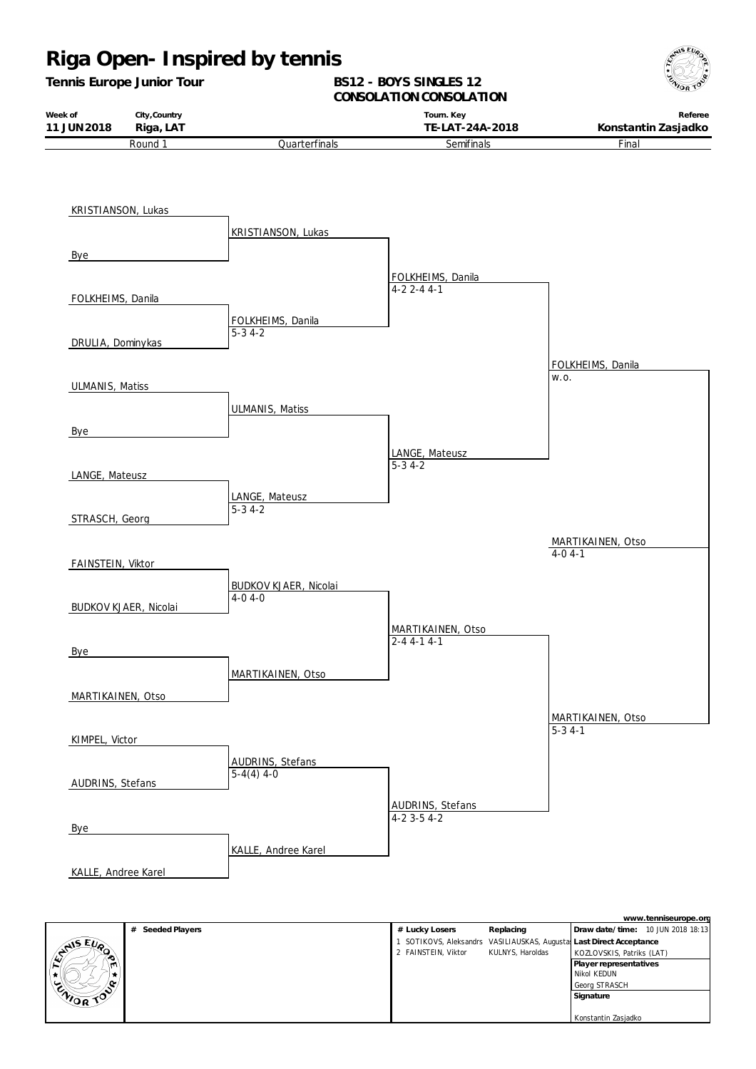# Riga Open- Inspired by tennis

**Tennis Europe Junior Tour**

**BS12 - BOYS SINGLES 12**
**CONSOLATION CONSOLATION**

| Week of | City,Country | Tourn. Key | Referee |
|---|---|---|---|
| **11 JUN 2018** | **Riga, LAT** | **TE-LAT-24A-2018** | **Konstantin Zasjadko** |

| Round 1 | Quarterfinals | Semifinals | Final | Winner |
|---|---|---|---|---|
| KRISTIANSON, Lukas | | | | |
| Bye | KRISTIANSON, Lukas | | | |
| FOLKHEIMS, Danila | | FOLKHEIMS, Danila 4-2 2-4 4-1 | | |
| DRULIA, Dominykas | FOLKHEIMS, Danila 5-3 4-2 | | | |
| ULMANIS, Matiss | | | FOLKHEIMS, Danila w.o. | |
| Bye | ULMANIS, Matiss | | | |
| LANGE, Mateusz | | LANGE, Mateusz 5-3 4-2 | | |
| STRASCH, Georg | LANGE, Mateusz 5-3 4-2 | | | |
| FAINSTEIN, Viktor | | | | MARTIKAINEN, Otso 4-0 4-1 |
| BUDKOV KJAER, Nicolai | BUDKOV KJAER, Nicolai 4-0 4-0 | | | |
| Bye | | MARTIKAINEN, Otso 2-4 4-1 4-1 | | |
| MARTIKAINEN, Otso | MARTIKAINEN, Otso | | | |
| KIMPEL, Victor | | | MARTIKAINEN, Otso 5-3 4-1 | |
| AUDRINS, Stefans | AUDRINS, Stefans 5-4(4) 4-0 | | | |
| Bye | | AUDRINS, Stefans 4-2 3-5 4-2 | | |
| KALLE, Andree Karel | KALLE, Andree Karel | | | |

| # Seeded Players | # Lucky Losers | Replacing | |
|---|---|---|---|
| | 1 SOTIKOVS, Aleksandrs | VASILIAUSKAS, Augustas | **Draw date/time:** 10 JUN 2018 18:13 |
| | 2 FAINSTEIN, Viktor | KULNYS, Haroldas | **Last Direct Acceptance** KOZLOVSKIS, Patriks (LAT) |
| | | | **Player representatives** Nikol KEDUN, Georg STRASCH |
| | | | **Signature** Konstantin Zasjadko |

www.tenniseurope.org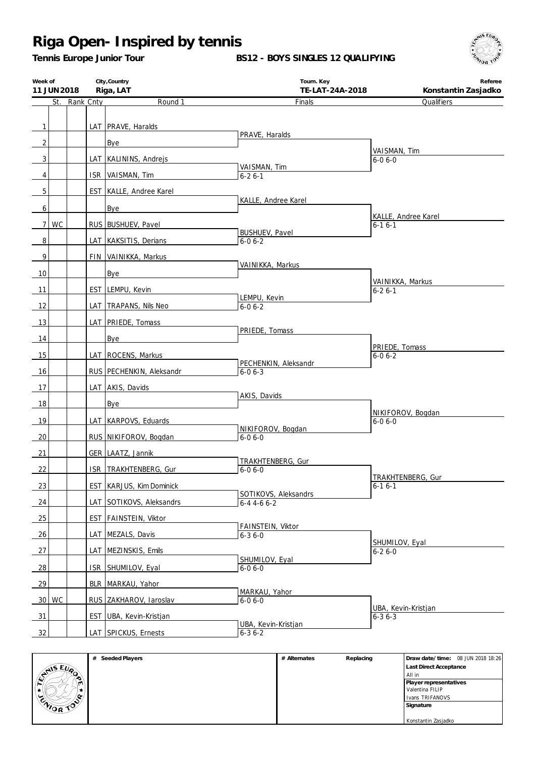# Riga Open- Inspired by tennis

**Tennis Europe Junior Tour**

**BS12 - BOYS SINGLES 12 QUALIFYING**

| Week of | City,Country | Tourn. Key | Referee |
|---|---|---|---|
| 11 JUN2018 | Riga, LAT | TE-LAT-24A-2018 | Konstantin Zasjadko |

| # | St. | Rank | Cnty | Round 1 | Finals | Qualifiers |
|---|---|---|---|---|---|---|
| 1 | | | LAT | PRAVE, Haralds | PRAVE, Haralds | VAISMAN, Tim 6-0 6-0 |
| 2 | | | | Bye | | |
| 3 | | | LAT | KALININS, Andrejs | VAISMAN, Tim 6-2 6-1 | |
| 4 | | | ISR | VAISMAN, Tim | | |
| 5 | | | EST | KALLE, Andree Karel | KALLE, Andree Karel | KALLE, Andree Karel 6-1 6-1 |
| 6 | | | | Bye | | |
| 7 | WC | | RUS | BUSHUEV, Pavel | BUSHUEV, Pavel 6-0 6-2 | |
| 8 | | | LAT | KAKSITIS, Derians | | |
| 9 | | | FIN | VAINIKKA, Markus | VAINIKKA, Markus | VAINIKKA, Markus 6-2 6-1 |
| 10 | | | | Bye | | |
| 11 | | | EST | LEMPU, Kevin | LEMPU, Kevin 6-0 6-2 | |
| 12 | | | LAT | TRAPANS, Nils Neo | | |
| 13 | | | LAT | PRIEDE, Tomass | PRIEDE, Tomass | PRIEDE, Tomass 6-0 6-2 |
| 14 | | | | Bye | | |
| 15 | | | LAT | ROCENS, Markus | PECHENKIN, Aleksandr 6-0 6-3 | |
| 16 | | | RUS | PECHENKIN, Aleksandr | | |
| 17 | | | LAT | AKIS, Davids | AKIS, Davids | NIKIFOROV, Bogdan 6-0 6-0 |
| 18 | | | | Bye | | |
| 19 | | | LAT | KARPOVS, Eduards | NIKIFOROV, Bogdan 6-0 6-0 | |
| 20 | | | RUS | NIKIFOROV, Bogdan | | |
| 21 | | | GER | LAATZ, Jannik | TRAKHTENBERG, Gur 6-0 6-0 | TRAKHTENBERG, Gur 6-1 6-1 |
| 22 | | | ISR | TRAKHTENBERG, Gur | | |
| 23 | | | EST | KARJUS, Kim Dominick | SOTIKOVS, Aleksandrs 6-4 4-6 6-2 | |
| 24 | | | LAT | SOTIKOVS, Aleksandrs | | |
| 25 | | | EST | FAINSTEIN, Viktor | FAINSTEIN, Viktor 6-3 6-0 | SHUMILOV, Eyal 6-2 6-0 |
| 26 | | | LAT | MEZALS, Davis | | |
| 27 | | | LAT | MEZINSKIS, Emils | SHUMILOV, Eyal 6-0 6-0 | |
| 28 | | | ISR | SHUMILOV, Eyal | | |
| 29 | | | BLR | MARKAU, Yahor | MARKAU, Yahor 6-0 6-0 | UBA, Kevin-Kristjan 6-3 6-3 |
| 30 | WC | | RUS | ZAKHAROV, Iaroslav | | |
| 31 | | | EST | UBA, Kevin-Kristjan | UBA, Kevin-Kristjan 6-3 6-2 | |
| 32 | | | LAT | SPICKUS, Ernests | | |

| # Seeded Players | # Alternates | Replacing | |
|---|---|---|---|
| | | | **Draw date/time:** 08 JUN 2018 18:26 |
| | | | **Last Direct Acceptance** All in |
| | | | **Player representatives** Valentina FILIP, Ivans TRIFANOVS |
| | | | **Signature** Konstantin Zasjadko |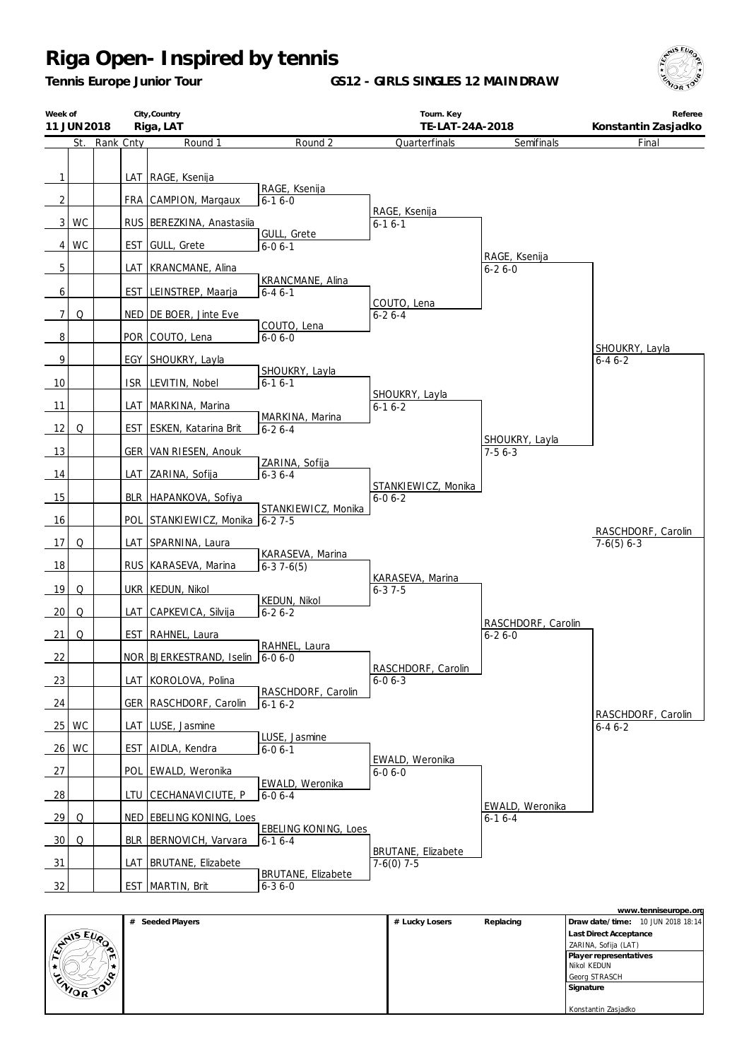# Riga Open- Inspired by tennis

**Tennis Europe Junior Tour**

**GS12 - GIRLS SINGLES 12 MAINDRAW**

| Week of | City,Country | Tourn. Key | Referee |
|---|---|---|---|
| 11 JUN 2018 | Riga, LAT | TE-LAT-24A-2018 | Konstantin Zasjadko |

| # | St. | Rank | Cnty | Round 1 | Round 2 | Quarterfinals | Semifinals | Final |
|---|---|---|---|---|---|---|---|---|
| 1 | | | LAT | RAGE, Ksenija | | | | |
| 2 | | | FRA | CAMPION, Margaux | RAGE, Ksenija 6-1 6-0 | | | |
| 3 | WC | | RUS | BEREZKINA, Anastasiia | | RAGE, Ksenija 6-1 6-1 | | |
| 4 | WC | | EST | GULL, Grete | GULL, Grete 6-0 6-1 | | | |
| 5 | | | LAT | KRANCMANE, Alina | | | RAGE, Ksenija 6-2 6-0 | |
| 6 | | | EST | LEINSTREP, Maarja | KRANCMANE, Alina 6-4 6-1 | | | |
| 7 | Q | | NED | DE BOER, Jinte Eve | | COUTO, Lena 6-2 6-4 | | |
| 8 | | | POR | COUTO, Lena | COUTO, Lena 6-0 6-0 | | | |
| 9 | | | EGY | SHOUKRY, Layla | | | | SHOUKRY, Layla 6-4 6-2 |
| 10 | | | ISR | LEVITIN, Nobel | SHOUKRY, Layla 6-1 6-1 | | | |
| 11 | | | LAT | MARKINA, Marina | | SHOUKRY, Layla 6-1 6-2 | | |
| 12 | Q | | EST | ESKEN, Katarina Brit | MARKINA, Marina 6-2 6-4 | | | |
| 13 | | | GER | VAN RIESEN, Anouk | | | SHOUKRY, Layla 7-5 6-3 | |
| 14 | | | LAT | ZARINA, Sofija | ZARINA, Sofija 6-3 6-4 | | | |
| 15 | | | BLR | HAPANKOVA, Sofiya | | STANKIEWICZ, Monika 6-0 6-2 | | |
| 16 | | | POL | STANKIEWICZ, Monika | STANKIEWICZ, Monika 6-2 7-5 | | | |
| 17 | Q | | LAT | SPARNINA, Laura | | | | RASCHDORF, Carolin 7-6(5) 6-3 |
| 18 | | | RUS | KARASEVA, Marina | KARASEVA, Marina 6-3 7-6(5) | | | |
| 19 | Q | | UKR | KEDUN, Nikol | | KARASEVA, Marina 6-3 7-5 | | |
| 20 | Q | | LAT | CAPKEVICA, Silvija | KEDUN, Nikol 6-2 6-2 | | | |
| 21 | Q | | EST | RAHNEL, Laura | | | RASCHDORF, Carolin 6-2 6-0 | |
| 22 | | | NOR | BJERKESTRAND, Iselin | RAHNEL, Laura 6-0 6-0 | | | |
| 23 | | | LAT | KOROLOVA, Polina | | RASCHDORF, Carolin 6-0 6-3 | | |
| 24 | | | GER | RASCHDORF, Carolin | RASCHDORF, Carolin 6-1 6-2 | | | |
| 25 | WC | | LAT | LUSE, Jasmine | | | | RASCHDORF, Carolin 6-4 6-2 |
| 26 | WC | | EST | AIDLA, Kendra | LUSE, Jasmine 6-0 6-1 | | | |
| 27 | | | POL | EWALD, Weronika | | EWALD, Weronika 6-0 6-0 | | |
| 28 | | | LTU | CECHANAVICIUTE, P | EWALD, Weronika 6-0 6-4 | | | |
| 29 | Q | | NED | EBELING KONING, Loes | | | EWALD, Weronika 6-1 6-4 | |
| 30 | Q | | BLR | BERNOVICH, Varvara | EBELING KONING, Loes 6-1 6-4 | | | |
| 31 | | | LAT | BRUTANE, Elizabete | | BRUTANE, Elizabete 7-6(0) 7-5 | | |
| 32 | | | EST | MARTIN, Brit | BRUTANE, Elizabete 6-3 6-0 | | | |

www.tenniseurope.org

| # Seeded Players | # Lucky Losers | Replacing | |
|---|---|---|---|
| | | | **Draw date/time:** 10 JUN 2018 18:14 |
| | | | **Last Direct Acceptance** ZARINA, Sofija (LAT) |
| | | | **Player representatives** Nikol KEDUN, Georg STRASCH |
| | | | **Signature** Konstantin Zasjadko |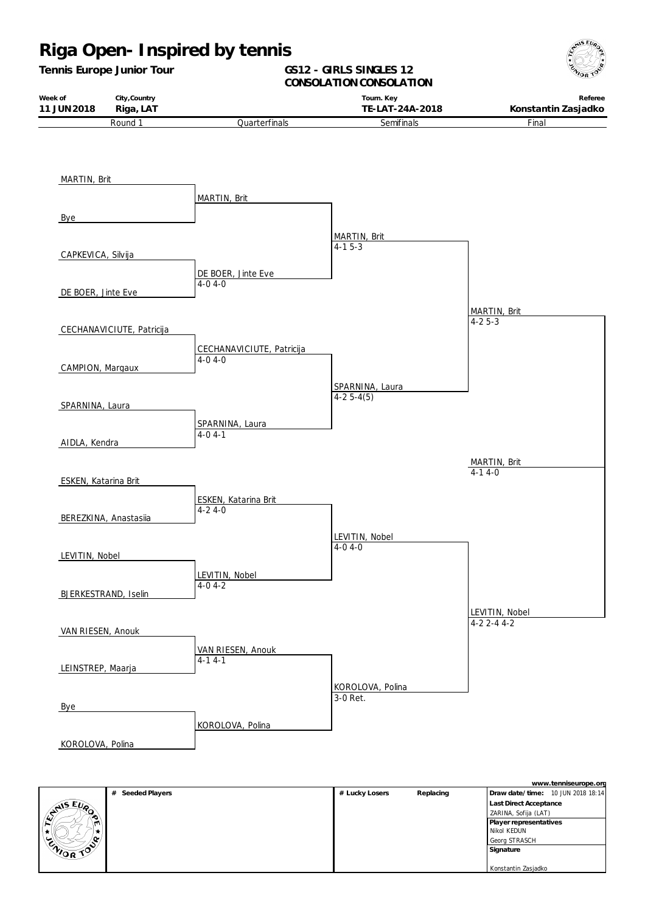# Riga Open- Inspired by tennis

**Tennis Europe Junior Tour**

**GS12 - GIRLS SINGLES 12**
**CONSOLATION CONSOLATION**

| Week of | City,Country | Tourn. Key | Referee |
|---|---|---|---|
| **11 JUN 2018** | **Riga, LAT** | **TE-LAT-24A-2018** | **Konstantin Zasjadko** |

| Round 1 | Quarterfinals | Semifinals | Final | Winner |
|---|---|---|---|---|
| MARTIN, Brit | | | | |
| | MARTIN, Brit | | | |
| Bye | | | | |
| | | MARTIN, Brit 4-1 5-3 | | |
| CAPKEVICA, Silvija | | | | |
| | DE BOER, Jinte Eve 4-0 4-0 | | | |
| DE BOER, Jinte Eve | | | | |
| | | | MARTIN, Brit 4-2 5-3 | |
| CECHANAVICIUTE, Patricija | | | | |
| | CECHANAVICIUTE, Patricija 4-0 4-0 | | | |
| CAMPION, Margaux | | | | |
| | | SPARNINA, Laura 4-2 5-4(5) | | |
| SPARNINA, Laura | | | | |
| | SPARNINA, Laura 4-0 4-1 | | | |
| AIDLA, Kendra | | | | |
| | | | | MARTIN, Brit 4-1 4-0 |
| ESKEN, Katarina Brit | | | | |
| | ESKEN, Katarina Brit 4-2 4-0 | | | |
| BEREZKINA, Anastasiia | | | | |
| | | LEVITIN, Nobel 4-0 4-0 | | |
| LEVITIN, Nobel | | | | |
| | LEVITIN, Nobel 4-0 4-2 | | | |
| BJERKESTRAND, Iselin | | | | |
| | | | LEVITIN, Nobel 4-2 2-4 4-2 | |
| VAN RIESEN, Anouk | | | | |
| | VAN RIESEN, Anouk 4-1 4-1 | | | |
| LEINSTREP, Maarja | | | | |
| | | KOROLOVA, Polina 3-0 Ret. | | |
| Bye | | | | |
| | KOROLOVA, Polina | | | |
| KOROLOVA, Polina | | | | |

| # Seeded Players | # Lucky Losers | Replacing | Draw date/time: 10 JUN 2018 18:14 |
|---|---|---|---|
| | | | **Last Direct Acceptance** |
| | | | ZARINA, Sofija (LAT) |
| | | | **Player representatives** |
| | | | Nikol KEDUN |
| | | | Georg STRASCH |
| | | | **Signature** |
| | | | Konstantin Zasjadko |

www.tenniseurope.org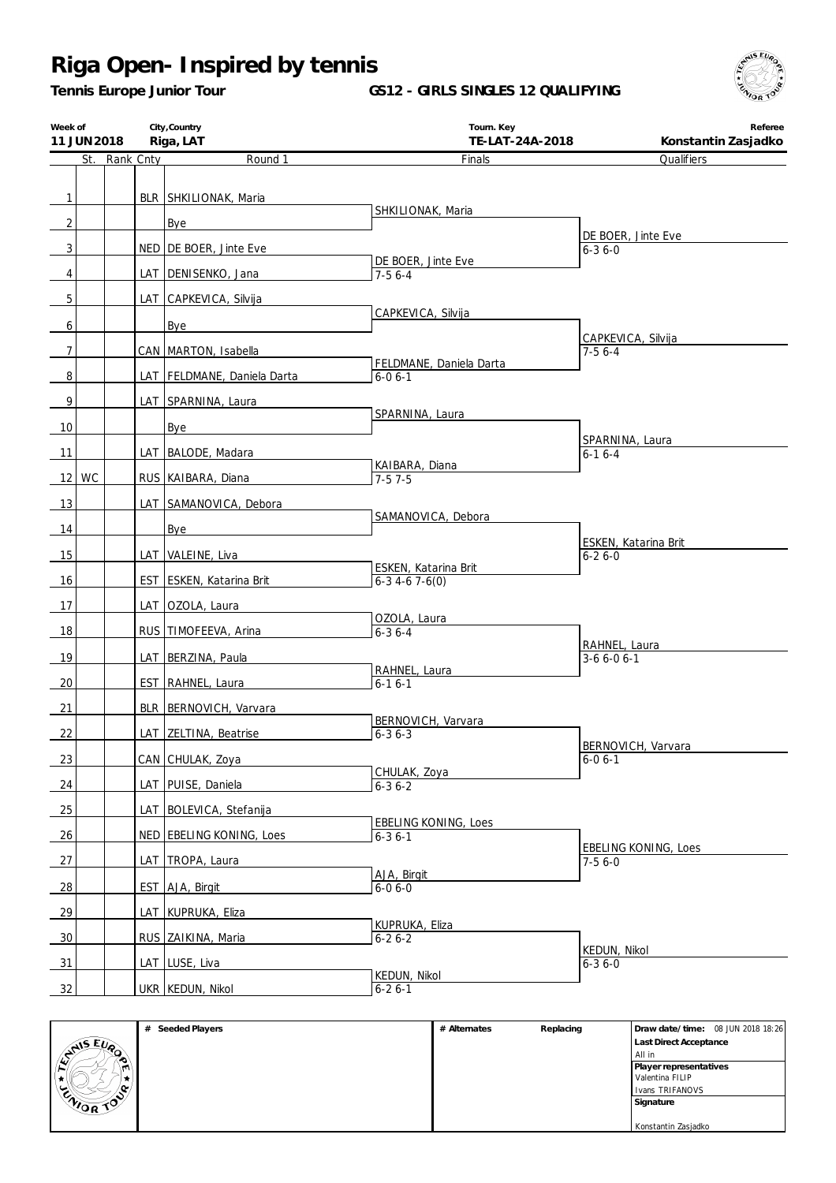# Riga Open- Inspired by tennis

**Tennis Europe Junior Tour**

**GS12 - GIRLS SINGLES 12 QUALIFYING**

| Week of | City,Country | Tourn. Key | Referee |
|---|---|---|---|
| 11 JUN 2018 | Riga, LAT | TE-LAT-24A-2018 | Konstantin Zasjadko |

| # | St. | Rank | Cnty | Round 1 | Finals | Qualifiers |
|---|---|---|---|---|---|---|
| 1 | | | BLR | SHKILIONAK, Maria | | |
| 2 | | | | Bye | SHKILIONAK, Maria | |
| 3 | | | NED | DE BOER, Jinte Eve | | DE BOER, Jinte Eve 6-3 6-0 |
| 4 | | | LAT | DENISENKO, Jana | DE BOER, Jinte Eve 7-5 6-4 | |
| 5 | | | LAT | CAPKEVICA, Silvija | | |
| 6 | | | | Bye | CAPKEVICA, Silvija | |
| 7 | | | CAN | MARTON, Isabella | | CAPKEVICA, Silvija 7-5 6-4 |
| 8 | | | LAT | FELDMANE, Daniela Darta | FELDMANE, Daniela Darta 6-0 6-1 | |
| 9 | | | LAT | SPARNINA, Laura | | |
| 10 | | | | Bye | SPARNINA, Laura | |
| 11 | | | LAT | BALODE, Madara | | SPARNINA, Laura 6-1 6-4 |
| 12 | WC | | RUS | KAIBARA, Diana | KAIBARA, Diana 7-5 7-5 | |
| 13 | | | LAT | SAMANOVICA, Debora | | |
| 14 | | | | Bye | SAMANOVICA, Debora | |
| 15 | | | LAT | VALEINE, Liva | | ESKEN, Katarina Brit 6-2 6-0 |
| 16 | | | EST | ESKEN, Katarina Brit | ESKEN, Katarina Brit 6-3 4-6 7-6(0) | |
| 17 | | | LAT | OZOLA, Laura | | |
| 18 | | | RUS | TIMOFEEVA, Arina | OZOLA, Laura 6-3 6-4 | |
| 19 | | | LAT | BERZINA, Paula | | RAHNEL, Laura 3-6 6-0 6-1 |
| 20 | | | EST | RAHNEL, Laura | RAHNEL, Laura 6-1 6-1 | |
| 21 | | | BLR | BERNOVICH, Varvara | | |
| 22 | | | LAT | ZELTINA, Beatrise | BERNOVICH, Varvara 6-3 6-3 | |
| 23 | | | CAN | CHULAK, Zoya | | BERNOVICH, Varvara 6-0 6-1 |
| 24 | | | LAT | PUISE, Daniela | CHULAK, Zoya 6-3 6-2 | |
| 25 | | | LAT | BOLEVICA, Stefanija | | |
| 26 | | | NED | EBELING KONING, Loes | EBELING KONING, Loes 6-3 6-1 | |
| 27 | | | LAT | TROPA, Laura | | EBELING KONING, Loes 7-5 6-0 |
| 28 | | | EST | AJA, Birgit | AJA, Birgit 6-0 6-0 | |
| 29 | | | LAT | KUPRUKA, Eliza | | |
| 30 | | | RUS | ZAIKINA, Maria | KUPRUKA, Eliza 6-2 6-2 | |
| 31 | | | LAT | LUSE, Liva | | KEDUN, Nikol 6-3 6-0 |
| 32 | | | UKR | KEDUN, Nikol | KEDUN, Nikol 6-2 6-1 | |

| # Seeded Players | # Alternates | Replacing | |
|---|---|---|---|
| | | | **Draw date/time:** 08 JUN 2018 18:26 |
| | | | **Last Direct Acceptance** All in |
| | | | **Player representatives** Valentina FILIP, Ivans TRIFANOVS |
| | | | **Signature** Konstantin Zasjadko |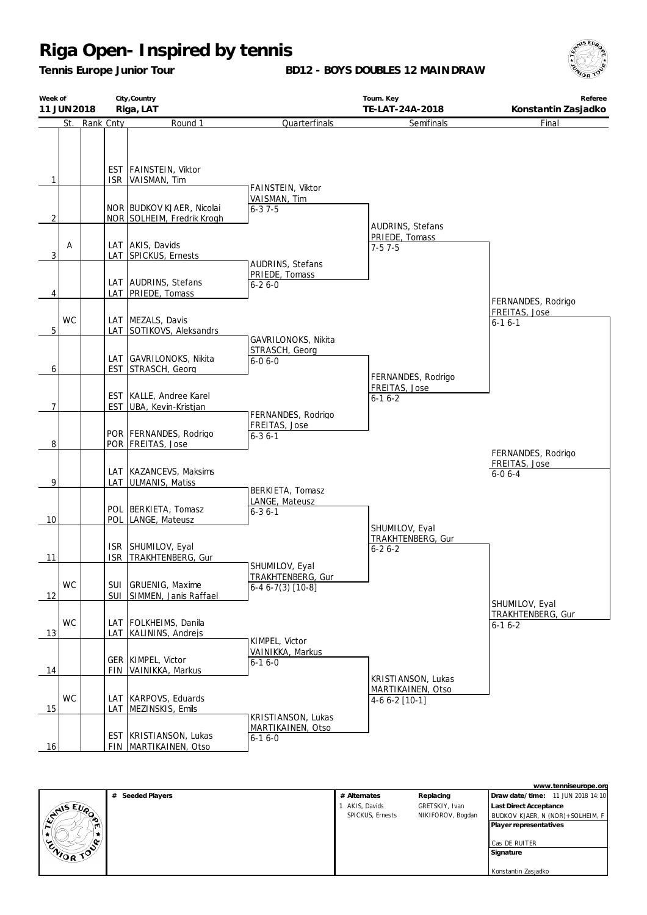# Riga Open- Inspired by tennis

**Tennis Europe Junior Tour**

**BD12 - BOYS DOUBLES 12 MAINDRAW**

| Week of | City,Country | Tourn. Key | Referee |
|---|---|---|---|
| 11 JUN2018 | Riga, LAT | TE-LAT-24A-2018 | Konstantin Zasjadko |

| | St. | Rank | Cnty | Round 1 | Quarterfinals | Semifinals | Final |
|---|---|---|---|---|---|---|---|
| 1 | | | EST / ISR | FAINSTEIN, Viktor / VAISMAN, Tim | FAINSTEIN, Viktor / VAISMAN, Tim | | |
| 2 | | | NOR / NOR | BUDKOV KJAER, Nicolai / SOLHEIM, Fredrik Krogh | 6-3 7-5 | AUDRINS, Stefans / PRIEDE, Tomass | |
| 3 | A | | LAT / LAT | AKIS, Davids / SPICKUS, Ernests | AUDRINS, Stefans / PRIEDE, Tomass | 7-5 7-5 | |
| 4 | | | LAT / LAT | AUDRINS, Stefans / PRIEDE, Tomass | 6-2 6-0 | | FERNANDES, Rodrigo / FREITAS, Jose |
| 5 | WC | | LAT / LAT | MEZALS, Davis / SOTIKOVS, Aleksandrs | GAVRILONOKS, Nikita / STRASCH, Georg | | 6-1 6-1 |
| 6 | | | LAT / EST | GAVRILONOKS, Nikita / STRASCH, Georg | 6-0 6-0 | FERNANDES, Rodrigo / FREITAS, Jose | |
| 7 | | | EST / EST | KALLE, Andree Karel / UBA, Kevin-Kristjan | FERNANDES, Rodrigo / FREITAS, Jose | 6-1 6-2 | |
| 8 | | | POR / POR | FERNANDES, Rodrigo / FREITAS, Jose | 6-3 6-1 | | FERNANDES, Rodrigo / FREITAS, Jose 6-0 6-4 |
| 9 | | | LAT / LAT | KAZANCEVS, Maksims / ULMANIS, Matiss | BERKIETA, Tomasz / LANGE, Mateusz | | |
| 10 | | | POL / POL | BERKIETA, Tomasz / LANGE, Mateusz | 6-3 6-1 | SHUMILOV, Eyal / TRAKHTENBERG, Gur | |
| 11 | | | ISR / ISR | SHUMILOV, Eyal / TRAKHTENBERG, Gur | SHUMILOV, Eyal / TRAKHTENBERG, Gur | 6-2 6-2 | |
| 12 | WC | | SUI / SUI | GRUENIG, Maxime / SIMMEN, Janis Raffael | 6-4 6-7(3) [10-8] | | SHUMILOV, Eyal / TRAKHTENBERG, Gur |
| 13 | WC | | LAT / LAT | FOLKHEIMS, Danila / KALININS, Andrejs | KIMPEL, Victor / VAINIKKA, Markus | | 6-1 6-2 |
| 14 | | | GER / FIN | KIMPEL, Victor / VAINIKKA, Markus | 6-1 6-0 | KRISTIANSON, Lukas / MARTIKAINEN, Otso | |
| 15 | WC | | LAT / LAT | KARPOVS, Eduards / MEZINSKIS, Emils | KRISTIANSON, Lukas / MARTIKAINEN, Otso | 4-6 6-2 [10-1] | |
| 16 | | | EST / FIN | KRISTIANSON, Lukas / MARTIKAINEN, Otso | 6-1 6-0 | | |

www.tenniseurope.org

| # Seeded Players | # Alternates | Replacing | |
|---|---|---|---|
| | 1 AKIS, Davids | GRETSKIY, Ivan | **Draw date/time:** 11 JUN 2018 14:10 |
| | SPICKUS, Ernests | NIKIFOROV, Bogdan | **Last Direct Acceptance** |
| | | | BUDKOV KJAER, N (NOR)+SOLHEIM, F |
| | | | **Player representatives** |
| | | | Cas DE RUITER |
| | | | **Signature** |
| | | | Konstantin Zasjadko |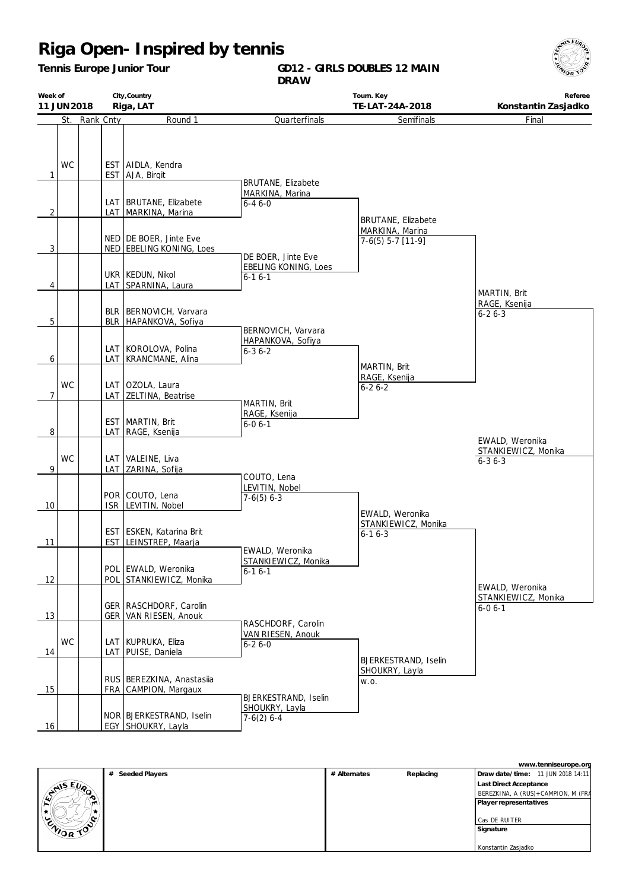# Riga Open- Inspired by tennis

**Tennis Europe Junior Tour**

**GD12 - GIRLS DOUBLES 12 MAIN DRAW**

| Week of | City,Country | Tourn. Key | Referee |
|---|---|---|---|
| 11 JUN 2018 | Riga, LAT | TE-LAT-24A-2018 | Konstantin Zasjadko |

| | St. | Rank | Cnty | Round 1 | Quarterfinals | Semifinals | Final |
|---|---|---|---|---|---|---|---|
| 1 | WC | | EST / EST | AIDLA, Kendra / AJA, Birgit | | | |
| | | | | | BRUTANE, Elizabete / MARKINA, Marina 6-4 6-0 | | |
| 2 | | | LAT / LAT | BRUTANE, Elizabete / MARKINA, Marina | | | |
| | | | | | | BRUTANE, Elizabete / MARKINA, Marina 7-6(5) 5-7 [11-9] | |
| 3 | | | NED / NED | DE BOER, Jinte Eve / EBELING KONING, Loes | | | |
| | | | | | DE BOER, Jinte Eve / EBELING KONING, Loes 6-1 6-1 | | |
| 4 | | | UKR / LAT | KEDUN, Nikol / SPARNINA, Laura | | | |
| | | | | | | | MARTIN, Brit / RAGE, Ksenija 6-2 6-3 |
| 5 | | | BLR / BLR | BERNOVICH, Varvara / HAPANKOVA, Sofiya | | | |
| | | | | | BERNOVICH, Varvara / HAPANKOVA, Sofiya 6-3 6-2 | | |
| 6 | | | LAT / LAT | KOROLOVA, Polina / KRANCMANE, Alina | | | |
| | | | | | | MARTIN, Brit / RAGE, Ksenija 6-2 6-2 | |
| 7 | WC | | LAT / LAT | OZOLA, Laura / ZELTINA, Beatrise | | | |
| | | | | | MARTIN, Brit / RAGE, Ksenija 6-0 6-1 | | |
| 8 | | | EST / LAT | MARTIN, Brit / RAGE, Ksenija | | | |
| | | | | | | | EWALD, Weronika / STANKIEWICZ, Monika 6-3 6-3 |
| 9 | WC | | LAT / LAT | VALEINE, Liva / ZARINA, Sofija | | | |
| | | | | | COUTO, Lena / LEVITIN, Nobel 7-6(5) 6-3 | | |
| 10 | | | POR / ISR | COUTO, Lena / LEVITIN, Nobel | | | |
| | | | | | | EWALD, Weronika / STANKIEWICZ, Monika 6-1 6-3 | |
| 11 | | | EST / EST | ESKEN, Katarina Brit / LEINSTREP, Maarja | | | |
| | | | | | EWALD, Weronika / STANKIEWICZ, Monika 6-1 6-1 | | |
| 12 | | | POL / POL | EWALD, Weronika / STANKIEWICZ, Monika | | | |
| | | | | | | | EWALD, Weronika / STANKIEWICZ, Monika 6-0 6-1 |
| 13 | | | GER / GER | RASCHDORF, Carolin / VAN RIESEN, Anouk | | | |
| | | | | | RASCHDORF, Carolin / VAN RIESEN, Anouk 6-2 6-0 | | |
| 14 | WC | | LAT / LAT | KUPRUKA, Eliza / PUISE, Daniela | | | |
| | | | | | | BJERKESTRAND, Iselin / SHOUKRY, Layla w.o. | |
| 15 | | | RUS / FRA | BEREZKINA, Anastasiia / CAMPION, Margaux | | | |
| | | | | | BJERKESTRAND, Iselin / SHOUKRY, Layla 7-6(2) 6-4 | | |
| 16 | | | NOR / EGY | BJERKESTRAND, Iselin / SHOUKRY, Layla | | | |

www.tenniseurope.org

| # Seeded Players | # Alternates | Replacing | |
|---|---|---|---|
| | | | Draw date/time: 11 JUN 2018 14:11 |
| | | | Last Direct Acceptance: BEREZKINA, A (RUS)+CAMPION, M (FRA |
| | | | Player representatives: Cas DE RUITER |
| | | | Signature: Konstantin Zasjadko |